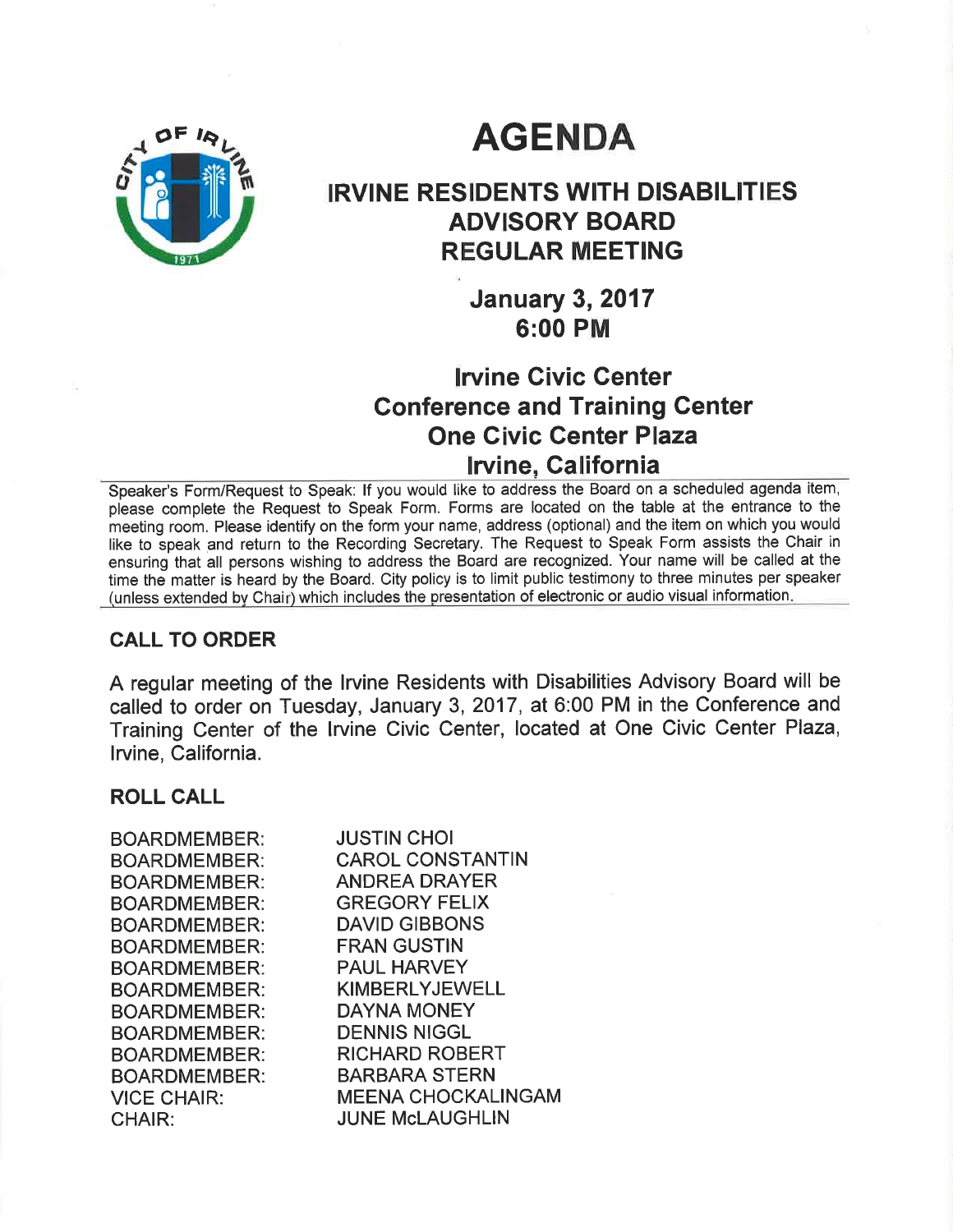# AGENDA

## IRVINE RESIDENTS WITH DISABILITIES ADVISORY BOARD REGULAR MEETING

### January 3, 2017
### 6:00 PM

### Irvine Civic Center
### Conference and Training Center
### One Civic Center Plaza
### Irvine, California

Speaker's Form/Request to Speak: If you would like to address the Board on a scheduled agenda item, please complete the Request to Speak Form. Forms are located on the table at the entrance to the meeting room. Please identify on the form your name, address (optional) and the item on which you would like to speak and return to the Recording Secretary. The Request to Speak Form assists the Chair in ensuring that all persons wishing to address the Board are recognized. Your name will be called at the time the matter is heard by the Board. City policy is to limit public testimony to three minutes per speaker (unless extended by Chair) which includes the presentation of electronic or audio visual information.

## CALL TO ORDER

A regular meeting of the Irvine Residents with Disabilities Advisory Board will be called to order on Tuesday, January 3, 2017, at 6:00 PM in the Conference and Training Center of the Irvine Civic Center, located at One Civic Center Plaza, Irvine, California.

## ROLL CALL

BOARDMEMBER: JUSTIN CHOI
BOARDMEMBER: CAROL CONSTANTIN
BOARDMEMBER: ANDREA DRAYER
BOARDMEMBER: GREGORY FELIX
BOARDMEMBER: DAVID GIBBONS
BOARDMEMBER: FRAN GUSTIN
BOARDMEMBER: PAUL HARVEY
BOARDMEMBER: KIMBERLYJEWELL
BOARDMEMBER: DAYNA MONEY
BOARDMEMBER: DENNIS NIGGL
BOARDMEMBER: RICHARD ROBERT
BOARDMEMBER: BARBARA STERN
VICE CHAIR: MEENA CHOCKALINGAM
CHAIR: JUNE McLAUGHLIN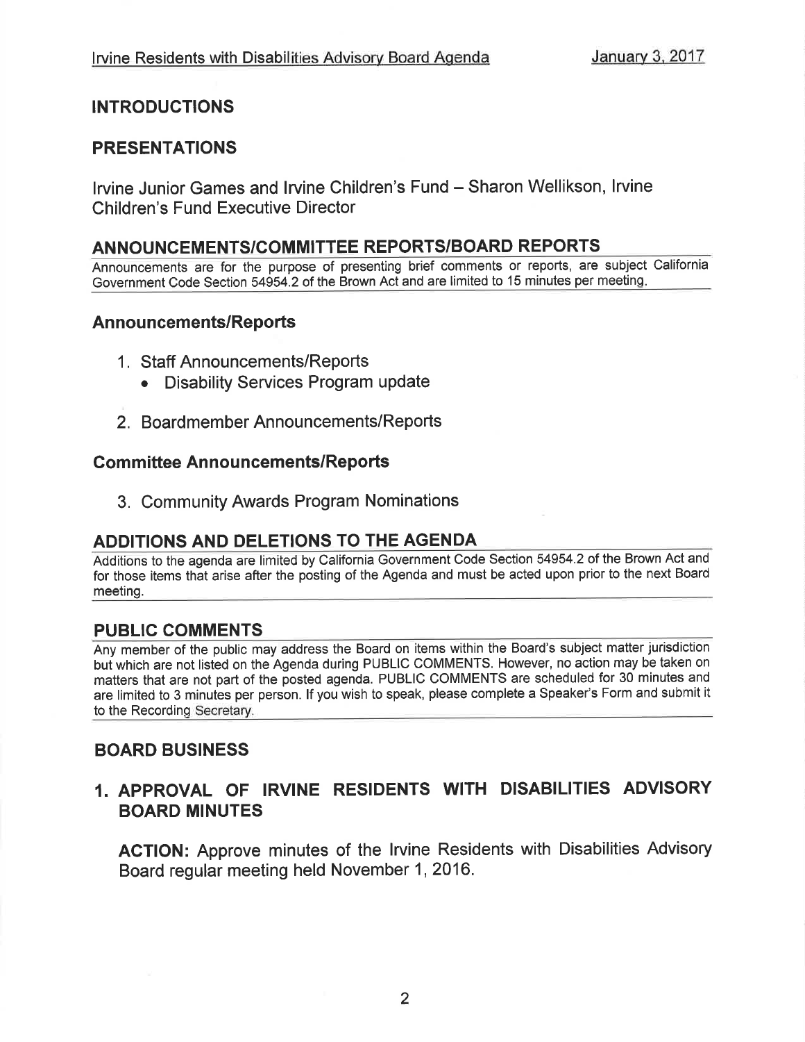## INTRODUCTIONS

## PRESENTATIONS

Irvine Junior Games and Irvine Children's Fund – Sharon Wellikson, Irvine Children's Fund Executive Director

## ANNOUNCEMENTS/COMMITTEE REPORTS/BOARD REPORTS

Announcements are for the purpose of presenting brief comments or reports, are subject California Government Code Section 54954.2 of the Brown Act and are limited to 15 minutes per meeting.

### Announcements/Reports

1. Staff Announcements/Reports
   - Disability Services Program update
2. Boardmember Announcements/Reports

### Committee Announcements/Reports

3. Community Awards Program Nominations

## ADDITIONS AND DELETIONS TO THE AGENDA

Additions to the agenda are limited by California Government Code Section 54954.2 of the Brown Act and for those items that arise after the posting of the Agenda and must be acted upon prior to the next Board meeting.

## PUBLIC COMMENTS

Any member of the public may address the Board on items within the Board's subject matter jurisdiction but which are not listed on the Agenda during PUBLIC COMMENTS. However, no action may be taken on matters that are not part of the posted agenda. PUBLIC COMMENTS are scheduled for 30 minutes and are limited to 3 minutes per person. If you wish to speak, please complete a Speaker's Form and submit it to the Recording Secretary.

## BOARD BUSINESS

### 1. APPROVAL OF IRVINE RESIDENTS WITH DISABILITIES ADVISORY BOARD MINUTES

**ACTION:** Approve minutes of the Irvine Residents with Disabilities Advisory Board regular meeting held November 1, 2016.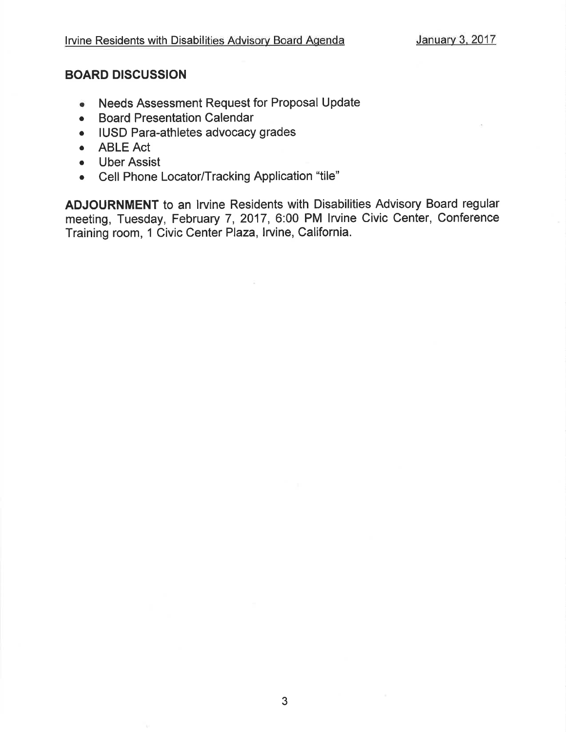## BOARD DISCUSSION

- Needs Assessment Request for Proposal Update
- Board Presentation Calendar
- IUSD Para-athletes advocacy grades
- ABLE Act
- Uber Assist
- Cell Phone Locator/Tracking Application "tile"

**ADJOURNMENT** to an Irvine Residents with Disabilities Advisory Board regular meeting, Tuesday, February 7, 2017, 6:00 PM Irvine Civic Center, Conference Training room, 1 Civic Center Plaza, Irvine, California.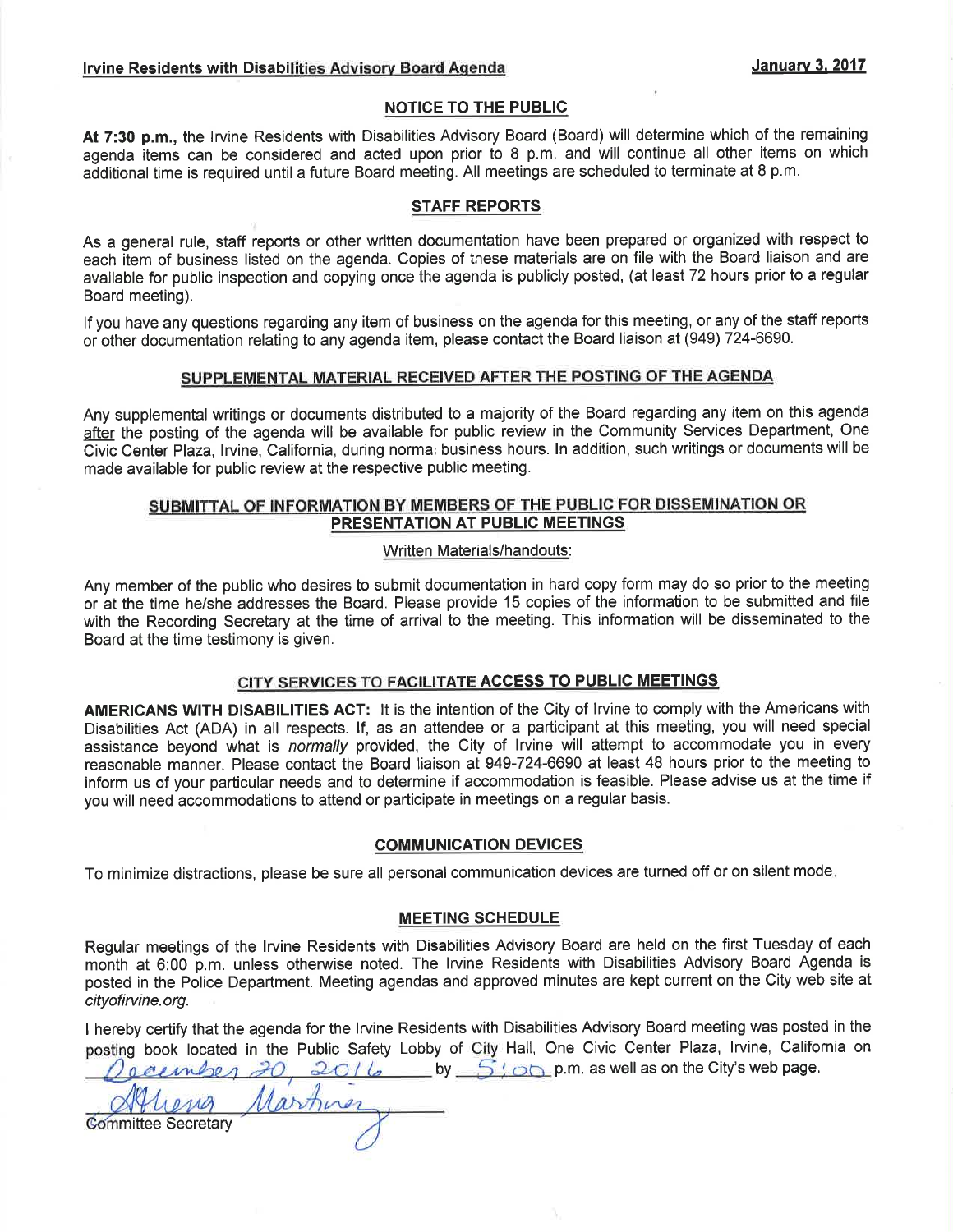**Irvine Residents with Disabilities Advisory Board Agenda** **January 3, 2017**

## NOTICE TO THE PUBLIC

**At 7:30 p.m.,** the Irvine Residents with Disabilities Advisory Board (Board) will determine which of the remaining agenda items can be considered and acted upon prior to 8 p.m. and will continue all other items on which additional time is required until a future Board meeting. All meetings are scheduled to terminate at 8 p.m.

## STAFF REPORTS

As a general rule, staff reports or other written documentation have been prepared or organized with respect to each item of business listed on the agenda. Copies of these materials are on file with the Board liaison and are available for public inspection and copying once the agenda is publicly posted, (at least 72 hours prior to a regular Board meeting).

If you have any questions regarding any item of business on the agenda for this meeting, or any of the staff reports or other documentation relating to any agenda item, please contact the Board liaison at (949) 724-6690.

## SUPPLEMENTAL MATERIAL RECEIVED AFTER THE POSTING OF THE AGENDA

Any supplemental writings or documents distributed to a majority of the Board regarding any item on this agenda after the posting of the agenda will be available for public review in the Community Services Department, One Civic Center Plaza, Irvine, California, during normal business hours. In addition, such writings or documents will be made available for public review at the respective public meeting.

## SUBMITTAL OF INFORMATION BY MEMBERS OF THE PUBLIC FOR DISSEMINATION OR PRESENTATION AT PUBLIC MEETINGS

### Written Materials/handouts:

Any member of the public who desires to submit documentation in hard copy form may do so prior to the meeting or at the time he/she addresses the Board. Please provide 15 copies of the information to be submitted and file with the Recording Secretary at the time of arrival to the meeting. This information will be disseminated to the Board at the time testimony is given.

## CITY SERVICES TO FACILITATE ACCESS TO PUBLIC MEETINGS

**AMERICANS WITH DISABILITIES ACT:** It is the intention of the City of Irvine to comply with the Americans with Disabilities Act (ADA) in all respects. If, as an attendee or a participant at this meeting, you will need special assistance beyond what is *normally* provided, the City of Irvine will attempt to accommodate you in every reasonable manner. Please contact the Board liaison at 949-724-6690 at least 48 hours prior to the meeting to inform us of your particular needs and to determine if accommodation is feasible. Please advise us at the time if you will need accommodations to attend or participate in meetings on a regular basis.

## COMMUNICATION DEVICES

To minimize distractions, please be sure all personal communication devices are turned off or on silent mode.

## MEETING SCHEDULE

Regular meetings of the Irvine Residents with Disabilities Advisory Board are held on the first Tuesday of each month at 6:00 p.m. unless otherwise noted. The Irvine Residents with Disabilities Advisory Board Agenda is posted in the Police Department. Meeting agendas and approved minutes are kept current on the City web site at *cityofirvine.org.*

I hereby certify that the agenda for the Irvine Residents with Disabilities Advisory Board meeting was posted in the posting book located in the Public Safety Lobby of City Hall, One Civic Center Plaza, Irvine, California on December 20, 2016 by 5:00 p.m. as well as on the City's web page.

Athena Martinez

Committee Secretary